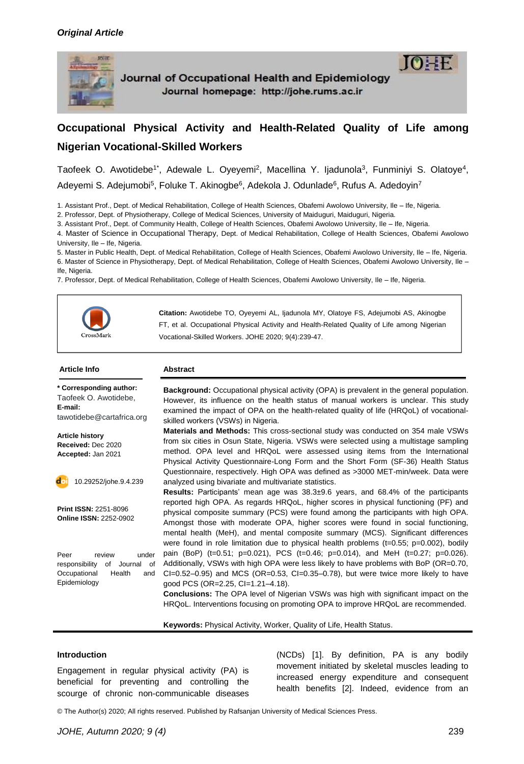*Original Article*

Journal of Occupational Health and Epidemiology
Journal homepage: http://johe.rums.ac.ir

# Occupational Physical Activity and Health-Related Quality of Life among Nigerian Vocational-Skilled Workers

Taofeek O. Awotidebe[1*], Adewale L. Oyeyemi[2], Macellina Y. Ijadunola[3], Funminiyi S. Olatoye[4], Adeyemi S. Adejumobi[5], Foluke T. Akinogbe[6], Adekola J. Odunlade[6], Rufus A. Adedoyin[7]

1. Assistant Prof., Dept. of Medical Rehabilitation, College of Health Sciences, Obafemi Awolowo University, Ile – Ife, Nigeria.
2. Professor, Dept. of Physiotherapy, College of Medical Sciences, University of Maiduguri, Maiduguri, Nigeria.
3. Assistant Prof., Dept. of Community Health, College of Health Sciences, Obafemi Awolowo University, Ile – Ife, Nigeria.
4. Master of Science in Occupational Therapy, Dept. of Medical Rehabilitation, College of Health Sciences, Obafemi Awolowo University, Ile – Ife, Nigeria.
5. Master in Public Health, Dept. of Medical Rehabilitation, College of Health Sciences, Obafemi Awolowo University, Ile – Ife, Nigeria.
6. Master of Science in Physiotherapy, Dept. of Medical Rehabilitation, College of Health Sciences, Obafemi Awolowo University, Ile – Ife, Nigeria.
7. Professor, Dept. of Medical Rehabilitation, College of Health Sciences, Obafemi Awolowo University, Ile – Ife, Nigeria.

**Citation:** Awotidebe TO, Oyeyemi AL, Ijadunola MY, Olatoye FS, Adejumobi AS, Akinogbe FT, et al. Occupational Physical Activity and Health-Related Quality of Life among Nigerian Vocational-Skilled Workers. JOHE 2020; 9(4):239-47.

**Article Info**

**\* Corresponding author:**
Taofeek O. Awotidebe,
**E-mail:**
tawotidebe@cartafrica.org

**Article history**
**Received:** Dec 2020
**Accepted:** Jan 2021

10.29252/johe.9.4.239

**Print ISSN:** 2251-8096
**Online ISSN:** 2252-0902

Peer review under responsibility of Journal of Occupational Health and Epidemiology

**Abstract**

**Background:** Occupational physical activity (OPA) is prevalent in the general population. However, its influence on the health status of manual workers is unclear. This study examined the impact of OPA on the health-related quality of life (HRQoL) of vocational-skilled workers (VSWs) in Nigeria.

**Materials and Methods:** This cross-sectional study was conducted on 354 male VSWs from six cities in Osun State, Nigeria. VSWs were selected using a multistage sampling method. OPA level and HRQoL were assessed using items from the International Physical Activity Questionnaire-Long Form and the Short Form (SF-36) Health Status Questionnaire, respectively. High OPA was defined as >3000 MET-min/week. Data were analyzed using bivariate and multivariate statistics.

**Results:** Participants' mean age was 38.3±9.6 years, and 68.4% of the participants reported high OPA. As regards HRQoL, higher scores in physical functioning (PF) and physical composite summary (PCS) were found among the participants with high OPA. Amongst those with moderate OPA, higher scores were found in social functioning, mental health (MeH), and mental composite summary (MCS). Significant differences were found in role limitation due to physical health problems ($t=0.55$; $p=0.002$), bodily pain (BoP) ($t=0.51$; $p=0.021$), PCS ($t=0.46$; $p=0.014$), and MeH ($t=0.27$; $p=0.026$). Additionally, VSWs with high OPA were less likely to have problems with BoP (OR=0.70, CI=0.52–0.95) and MCS (OR=0.53, CI=0.35–0.78), but were twice more likely to have good PCS (OR=2.25, CI=1.21–4.18).

**Conclusions:** The OPA level of Nigerian VSWs was high with significant impact on the HRQoL. Interventions focusing on promoting OPA to improve HRQoL are recommended.

**Keywords:** Physical Activity, Worker, Quality of Life, Health Status.

## Introduction

Engagement in regular physical activity (PA) is beneficial for preventing and controlling the scourge of chronic non-communicable diseases (NCDs) [1]. By definition, PA is any bodily movement initiated by skeletal muscles leading to increased energy expenditure and consequent health benefits [2]. Indeed, evidence from an

© The Author(s) 2020; All rights reserved. Published by Rafsanjan University of Medical Sciences Press.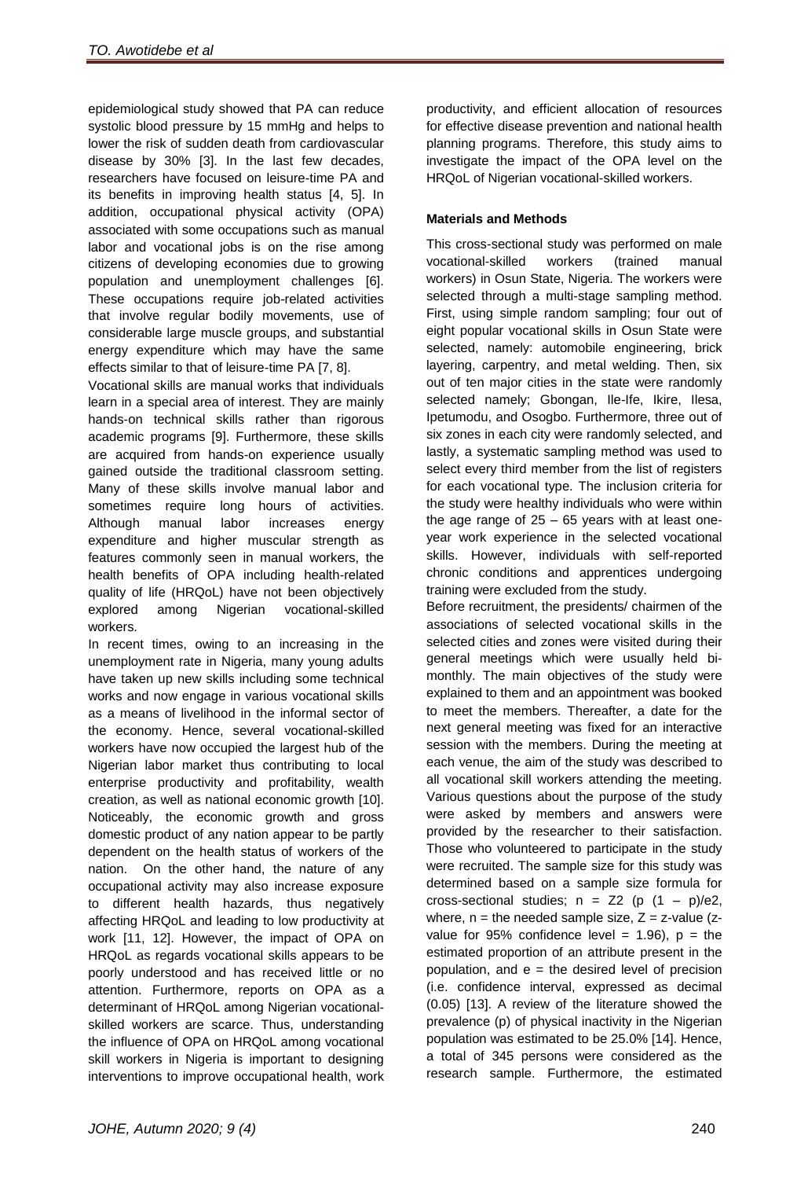epidemiological study showed that PA can reduce systolic blood pressure by 15 mmHg and helps to lower the risk of sudden death from cardiovascular disease by 30% [3]. In the last few decades, researchers have focused on leisure-time PA and its benefits in improving health status [4, 5]. In addition, occupational physical activity (OPA) associated with some occupations such as manual labor and vocational jobs is on the rise among citizens of developing economies due to growing population and unemployment challenges [6]. These occupations require job-related activities that involve regular bodily movements, use of considerable large muscle groups, and substantial energy expenditure which may have the same effects similar to that of leisure-time PA [7, 8].

Vocational skills are manual works that individuals learn in a special area of interest. They are mainly hands-on technical skills rather than rigorous academic programs [9]. Furthermore, these skills are acquired from hands-on experience usually gained outside the traditional classroom setting. Many of these skills involve manual labor and sometimes require long hours of activities. Although manual labor increases energy expenditure and higher muscular strength as features commonly seen in manual workers, the health benefits of OPA including health-related quality of life (HRQoL) have not been objectively explored among Nigerian vocational-skilled workers.

In recent times, owing to an increasing in the unemployment rate in Nigeria, many young adults have taken up new skills including some technical works and now engage in various vocational skills as a means of livelihood in the informal sector of the economy. Hence, several vocational-skilled workers have now occupied the largest hub of the Nigerian labor market thus contributing to local enterprise productivity and profitability, wealth creation, as well as national economic growth [10]. Noticeably, the economic growth and gross domestic product of any nation appear to be partly dependent on the health status of workers of the nation. On the other hand, the nature of any occupational activity may also increase exposure to different health hazards, thus negatively affecting HRQoL and leading to low productivity at work [11, 12]. However, the impact of OPA on HRQoL as regards vocational skills appears to be poorly understood and has received little or no attention. Furthermore, reports on OPA as a determinant of HRQoL among Nigerian vocational-skilled workers are scarce. Thus, understanding the influence of OPA on HRQoL among vocational skill workers in Nigeria is important to designing interventions to improve occupational health, work productivity, and efficient allocation of resources for effective disease prevention and national health planning programs. Therefore, this study aims to investigate the impact of the OPA level on the HRQoL of Nigerian vocational-skilled workers.

**Materials and Methods**

This cross-sectional study was performed on male vocational-skilled workers (trained manual workers) in Osun State, Nigeria. The workers were selected through a multi-stage sampling method. First, using simple random sampling; four out of eight popular vocational skills in Osun State were selected, namely: automobile engineering, brick layering, carpentry, and metal welding. Then, six out of ten major cities in the state were randomly selected namely; Gbongan, Ile-Ife, Ikire, Ilesa, Ipetumodu, and Osogbo. Furthermore, three out of six zones in each city were randomly selected, and lastly, a systematic sampling method was used to select every third member from the list of registers for each vocational type. The inclusion criteria for the study were healthy individuals who were within the age range of 25 – 65 years with at least one-year work experience in the selected vocational skills. However, individuals with self-reported chronic conditions and apprentices undergoing training were excluded from the study.

Before recruitment, the presidents/ chairmen of the associations of selected vocational skills in the selected cities and zones were visited during their general meetings which were usually held bi-monthly. The main objectives of the study were explained to them and an appointment was booked to meet the members. Thereafter, a date for the next general meeting was fixed for an interactive session with the members. During the meeting at each venue, the aim of the study was described to all vocational skill workers attending the meeting. Various questions about the purpose of the study were asked by members and answers were provided by the researcher to their satisfaction. Those who volunteered to participate in the study were recruited. The sample size for this study was determined based on a sample size formula for cross-sectional studies; $n = Z^2 (p (1 - p)/e^2$, where, n = the needed sample size, Z = z-value (z-value for 95% confidence level = 1.96), p = the estimated proportion of an attribute present in the population, and e = the desired level of precision (i.e. confidence interval, expressed as decimal (0.05) [13]. A review of the literature showed the prevalence (p) of physical inactivity in the Nigerian population was estimated to be 25.0% [14]. Hence, a total of 345 persons were considered as the research sample. Furthermore, the estimated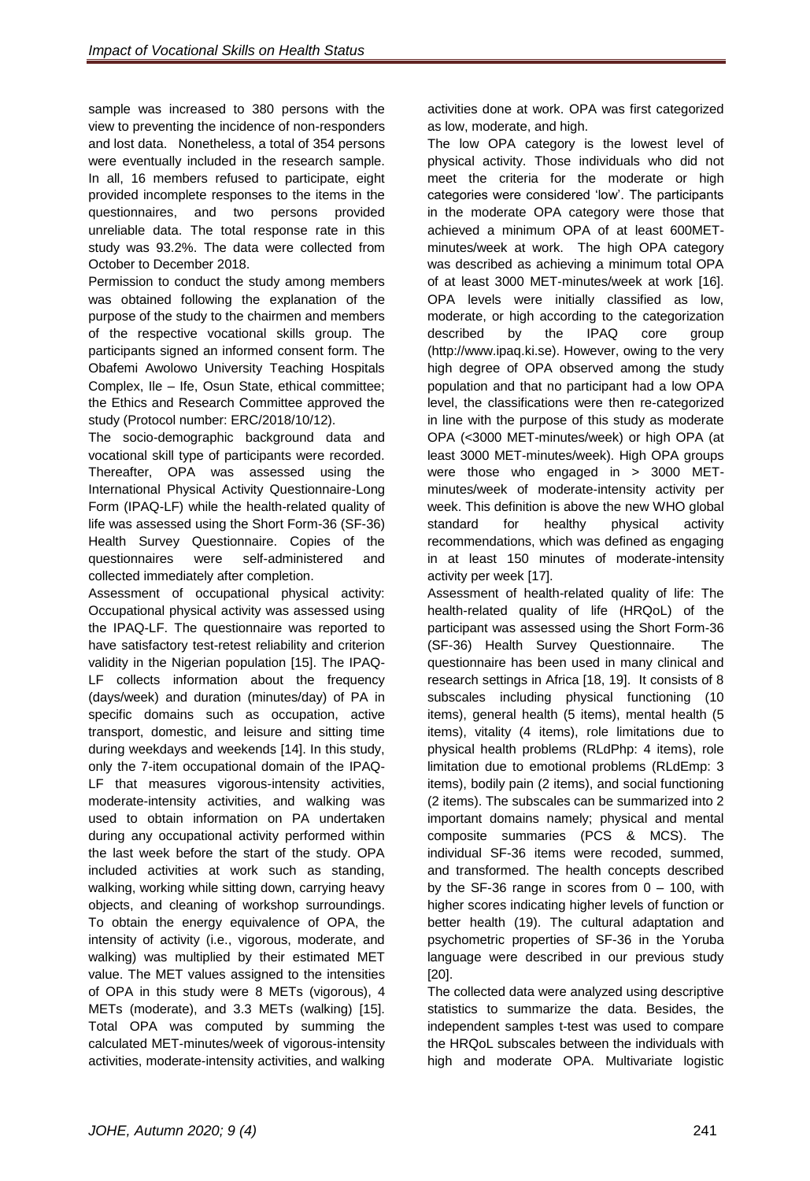sample was increased to 380 persons with the view to preventing the incidence of non-responders and lost data. Nonetheless, a total of 354 persons were eventually included in the research sample. In all, 16 members refused to participate, eight provided incomplete responses to the items in the questionnaires, and two persons provided unreliable data. The total response rate in this study was 93.2%. The data were collected from October to December 2018.

Permission to conduct the study among members was obtained following the explanation of the purpose of the study to the chairmen and members of the respective vocational skills group. The participants signed an informed consent form. The Obafemi Awolowo University Teaching Hospitals Complex, Ile – Ife, Osun State, ethical committee; the Ethics and Research Committee approved the study (Protocol number: ERC/2018/10/12).

The socio-demographic background data and vocational skill type of participants were recorded. Thereafter, OPA was assessed using the International Physical Activity Questionnaire-Long Form (IPAQ-LF) while the health-related quality of life was assessed using the Short Form-36 (SF-36) Health Survey Questionnaire. Copies of the questionnaires were self-administered and collected immediately after completion.

Assessment of occupational physical activity: Occupational physical activity was assessed using the IPAQ-LF. The questionnaire was reported to have satisfactory test-retest reliability and criterion validity in the Nigerian population [15]. The IPAQ-LF collects information about the frequency (days/week) and duration (minutes/day) of PA in specific domains such as occupation, active transport, domestic, and leisure and sitting time during weekdays and weekends [14]. In this study, only the 7-item occupational domain of the IPAQ-LF that measures vigorous-intensity activities, moderate-intensity activities, and walking was used to obtain information on PA undertaken during any occupational activity performed within the last week before the start of the study. OPA included activities at work such as standing, walking, working while sitting down, carrying heavy objects, and cleaning of workshop surroundings. To obtain the energy equivalence of OPA, the intensity of activity (i.e., vigorous, moderate, and walking) was multiplied by their estimated MET value. The MET values assigned to the intensities of OPA in this study were 8 METs (vigorous), 4 METs (moderate), and 3.3 METs (walking) [15]. Total OPA was computed by summing the calculated MET-minutes/week of vigorous-intensity activities, moderate-intensity activities, and walking activities done at work. OPA was first categorized as low, moderate, and high.

The low OPA category is the lowest level of physical activity. Those individuals who did not meet the criteria for the moderate or high categories were considered 'low'. The participants in the moderate OPA category were those that achieved a minimum OPA of at least 600MET-minutes/week at work. The high OPA category was described as achieving a minimum total OPA of at least 3000 MET-minutes/week at work [16]. OPA levels were initially classified as low, moderate, or high according to the categorization described by the IPAQ core group (http://www.ipaq.ki.se). However, owing to the very high degree of OPA observed among the study population and that no participant had a low OPA level, the classifications were then re-categorized in line with the purpose of this study as moderate OPA (<3000 MET-minutes/week) or high OPA (at least 3000 MET-minutes/week). High OPA groups were those who engaged in > 3000 MET-minutes/week of moderate-intensity activity per week. This definition is above the new WHO global standard for healthy physical activity recommendations, which was defined as engaging in at least 150 minutes of moderate-intensity activity per week [17].

Assessment of health-related quality of life: The health-related quality of life (HRQoL) of the participant was assessed using the Short Form-36 (SF-36) Health Survey Questionnaire. The questionnaire has been used in many clinical and research settings in Africa [18, 19]. It consists of 8 subscales including physical functioning (10 items), general health (5 items), mental health (5 items), vitality (4 items), role limitations due to physical health problems (RLdPhp: 4 items), role limitation due to emotional problems (RLdEmp: 3 items), bodily pain (2 items), and social functioning (2 items). The subscales can be summarized into 2 important domains namely; physical and mental composite summaries (PCS & MCS). The individual SF-36 items were recoded, summed, and transformed. The health concepts described by the SF-36 range in scores from 0 – 100, with higher scores indicating higher levels of function or better health (19). The cultural adaptation and psychometric properties of SF-36 in the Yoruba language were described in our previous study [20].

The collected data were analyzed using descriptive statistics to summarize the data. Besides, the independent samples t-test was used to compare the HRQoL subscales between the individuals with high and moderate OPA. Multivariate logistic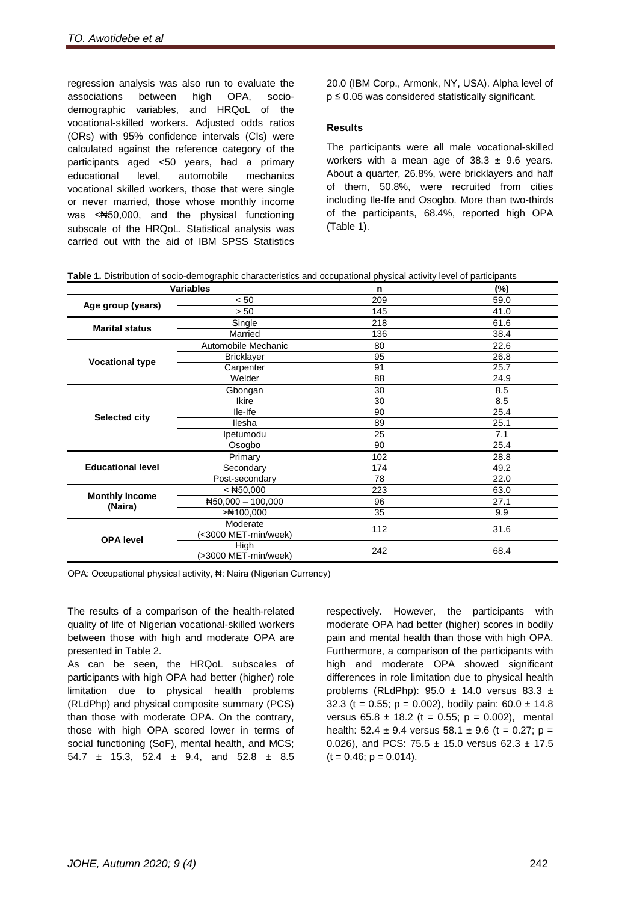regression analysis was also run to evaluate the associations between high OPA, socio-demographic variables, and HRQoL of the vocational-skilled workers. Adjusted odds ratios (ORs) with 95% confidence intervals (CIs) were calculated against the reference category of the participants aged <50 years, had a primary educational level, automobile mechanics vocational skilled workers, those that were single or never married, those whose monthly income was <₦50,000, and the physical functioning subscale of the HRQoL. Statistical analysis was carried out with the aid of IBM SPSS Statistics 20.0 (IBM Corp., Armonk, NY, USA). Alpha level of $p \leq 0.05$ was considered statistically significant.

**Results**

The participants were all male vocational-skilled workers with a mean age of 38.3 ± 9.6 years. About a quarter, 26.8%, were bricklayers and half of them, 50.8%, were recruited from cities including Ile-Ife and Osogbo. More than two-thirds of the participants, 68.4%, reported high OPA (Table 1).

**Table 1.** Distribution of socio-demographic characteristics and occupational physical activity level of participants

| Variables | | n | (%) |
|---|---|---|---|
| **Age group (years)** | < 50 | 209 | 59.0 |
| | > 50 | 145 | 41.0 |
| **Marital status** | Single | 218 | 61.6 |
| | Married | 136 | 38.4 |
| **Vocational type** | Automobile Mechanic | 80 | 22.6 |
| | Bricklayer | 95 | 26.8 |
| | Carpenter | 91 | 25.7 |
| | Welder | 88 | 24.9 |
| **Selected city** | Gbongan | 30 | 8.5 |
| | Ikire | 30 | 8.5 |
| | Ile-Ife | 90 | 25.4 |
| | Ilesha | 89 | 25.1 |
| | Ipetumodu | 25 | 7.1 |
| | Osogbo | 90 | 25.4 |
| **Educational level** | Primary | 102 | 28.8 |
| | Secondary | 174 | 49.2 |
| | Post-secondary | 78 | 22.0 |
| **Monthly Income (Naira)** | < ₦50,000 | 223 | 63.0 |
| | ₦50,000 – 100,000 | 96 | 27.1 |
| | >₦100,000 | 35 | 9.9 |
| **OPA level** | Moderate (<3000 MET-min/week) | 112 | 31.6 |
| | High (>3000 MET-min/week) | 242 | 68.4 |

OPA: Occupational physical activity, ₦: Naira (Nigerian Currency)

The results of a comparison of the health-related quality of life of Nigerian vocational-skilled workers between those with high and moderate OPA are presented in Table 2.

As can be seen, the HRQoL subscales of participants with high OPA had better (higher) role limitation due to physical health problems (RLdPhp) and physical composite summary (PCS) than those with moderate OPA. On the contrary, those with high OPA scored lower in terms of social functioning (SoF), mental health, and MCS; 54.7 ± 15.3, 52.4 ± 9.4, and 52.8 ± 8.5 respectively. However, the participants with moderate OPA had better (higher) scores in bodily pain and mental health than those with high OPA. Furthermore, a comparison of the participants with high and moderate OPA showed significant differences in role limitation due to physical health problems (RLdPhp): 95.0 ± 14.0 versus 83.3 ± 32.3 ($t = 0.55$; $p = 0.002$), bodily pain: 60.0 ± 14.8 versus 65.8 ± 18.2 ($t = 0.55$; $p = 0.002$), mental health: 52.4 ± 9.4 versus 58.1 ± 9.6 ($t = 0.27$; $p = 0.026$), and PCS: 75.5 ± 15.0 versus 62.3 ± 17.5 ($t = 0.46$; $p = 0.014$).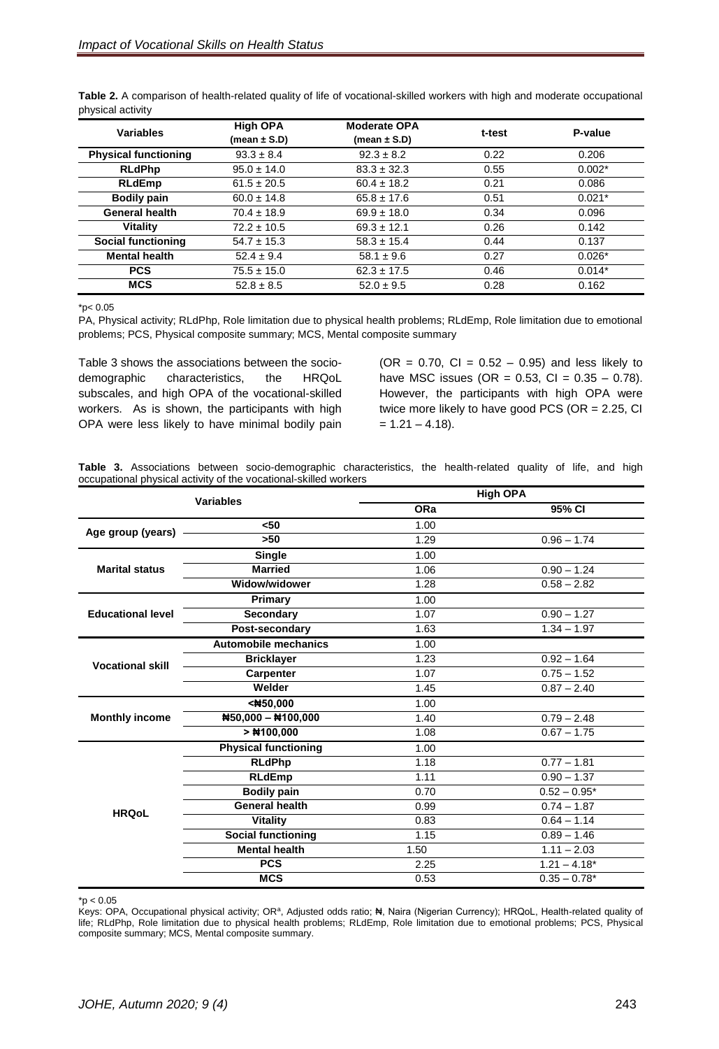**Table 2.** A comparison of health-related quality of life of vocational-skilled workers with high and moderate occupational physical activity

| Variables | High OPA (mean ± S.D) | Moderate OPA (mean ± S.D) | t-test | P-value |
|---|---|---|---|---|
| **Physical functioning** | 93.3 ± 8.4 | 92.3 ± 8.2 | 0.22 | 0.206 |
| **RLdPhp** | 95.0 ± 14.0 | 83.3 ± 32.3 | 0.55 | 0.002* |
| **RLdEmp** | 61.5 ± 20.5 | 60.4 ± 18.2 | 0.21 | 0.086 |
| **Bodily pain** | 60.0 ± 14.8 | 65.8 ± 17.6 | 0.51 | 0.021* |
| **General health** | 70.4 ± 18.9 | 69.9 ± 18.0 | 0.34 | 0.096 |
| **Vitality** | 72.2 ± 10.5 | 69.3 ± 12.1 | 0.26 | 0.142 |
| **Social functioning** | 54.7 ± 15.3 | 58.3 ± 15.4 | 0.44 | 0.137 |
| **Mental health** | 52.4 ± 9.4 | 58.1 ± 9.6 | 0.27 | 0.026* |
| **PCS** | 75.5 ± 15.0 | 62.3 ± 17.5 | 0.46 | 0.014* |
| **MCS** | 52.8 ± 8.5 | 52.0 ± 9.5 | 0.28 | 0.162 |

*p< 0.05

PA, Physical activity; RLdPhp, Role limitation due to physical health problems; RLdEmp, Role limitation due to emotional problems; PCS, Physical composite summary; MCS, Mental composite summary

Table 3 shows the associations between the socio-demographic characteristics, the HRQoL subscales, and high OPA of the vocational-skilled workers. As is shown, the participants with high OPA were less likely to have minimal bodily pain (OR = 0.70, CI = 0.52 – 0.95) and less likely to have MSC issues (OR = 0.53, CI = 0.35 – 0.78). However, the participants with high OPA were twice more likely to have good PCS (OR = 2.25, CI = 1.21 – 4.18).

**Table 3.** Associations between socio-demographic characteristics, the health-related quality of life, and high occupational physical activity of the vocational-skilled workers

| Variables | | High OPA | |
|---|---|---|---|
| | | **ORa** | **95% CI** |
| **Age group (years)** | **<50** | 1.00 | |
| | **>50** | 1.29 | 0.96 – 1.74 |
| **Marital status** | **Single** | 1.00 | |
| | **Married** | 1.06 | 0.90 – 1.24 |
| | **Widow/widower** | 1.28 | 0.58 – 2.82 |
| **Educational level** | **Primary** | 1.00 | |
| | **Secondary** | 1.07 | 0.90 – 1.27 |
| | **Post-secondary** | 1.63 | 1.34 – 1.97 |
| **Vocational skill** | **Automobile mechanics** | 1.00 | |
| | **Bricklayer** | 1.23 | 0.92 – 1.64 |
| | **Carpenter** | 1.07 | 0.75 – 1.52 |
| | **Welder** | 1.45 | 0.87 – 2.40 |
| **Monthly income** | **<₦50,000** | 1.00 | |
| | **₦50,000 – ₦100,000** | 1.40 | 0.79 – 2.48 |
| | **> ₦100,000** | 1.08 | 0.67 – 1.75 |
| **HRQoL** | **Physical functioning** | 1.00 | |
| | **RLdPhp** | 1.18 | 0.77 – 1.81 |
| | **RLdEmp** | 1.11 | 0.90 – 1.37 |
| | **Bodily pain** | 0.70 | 0.52 – 0.95* |
| | **General health** | 0.99 | 0.74 – 1.87 |
| | **Vitality** | 0.83 | 0.64 – 1.14 |
| | **Social functioning** | 1.15 | 0.89 – 1.46 |
| | **Mental health** | 1.50 | 1.11 – 2.03 |
| | **PCS** | 2.25 | 1.21 – 4.18* |
| | **MCS** | 0.53 | 0.35 – 0.78* |

*p < 0.05

Keys: OPA, Occupational physical activity; OR[a], Adjusted odds ratio; ₦, Naira (Nigerian Currency); HRQoL, Health-related quality of life; RLdPhp, Role limitation due to physical health problems; RLdEmp, Role limitation due to emotional problems; PCS, Physical composite summary; MCS, Mental composite summary.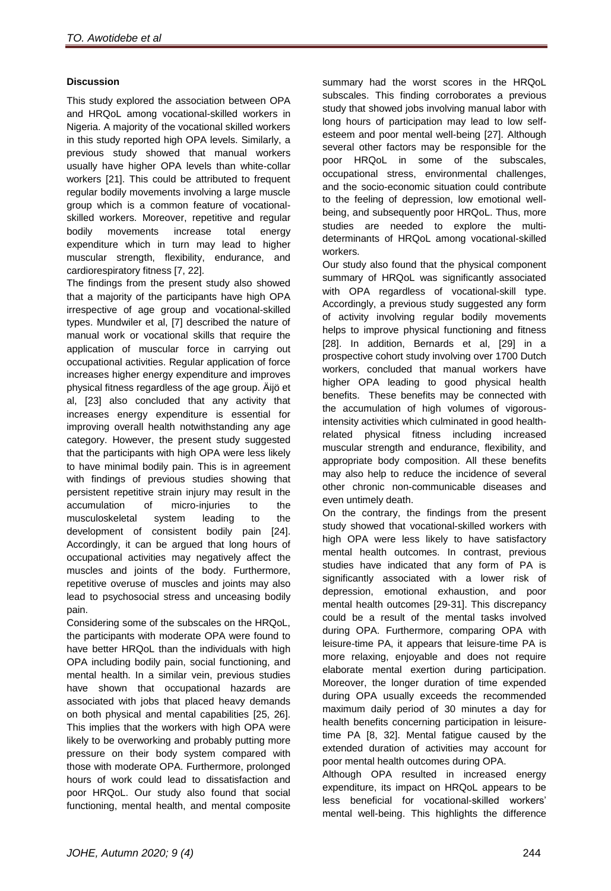**Discussion**

This study explored the association between OPA and HRQoL among vocational-skilled workers in Nigeria. A majority of the vocational skilled workers in this study reported high OPA levels. Similarly, a previous study showed that manual workers usually have higher OPA levels than white-collar workers [21]. This could be attributed to frequent regular bodily movements involving a large muscle group which is a common feature of vocational-skilled workers. Moreover, repetitive and regular bodily movements increase total energy expenditure which in turn may lead to higher muscular strength, flexibility, endurance, and cardiorespiratory fitness [7, 22].

The findings from the present study also showed that a majority of the participants have high OPA irrespective of age group and vocational-skilled types. Mundwiler et al, [7] described the nature of manual work or vocational skills that require the application of muscular force in carrying out occupational activities. Regular application of force increases higher energy expenditure and improves physical fitness regardless of the age group. Äijö et al, [23] also concluded that any activity that increases energy expenditure is essential for improving overall health notwithstanding any age category. However, the present study suggested that the participants with high OPA were less likely to have minimal bodily pain. This is in agreement with findings of previous studies showing that persistent repetitive strain injury may result in the accumulation of micro-injuries to the musculoskeletal system leading to the development of consistent bodily pain [24]. Accordingly, it can be argued that long hours of occupational activities may negatively affect the muscles and joints of the body. Furthermore, repetitive overuse of muscles and joints may also lead to psychosocial stress and unceasing bodily pain.

Considering some of the subscales on the HRQoL, the participants with moderate OPA were found to have better HRQoL than the individuals with high OPA including bodily pain, social functioning, and mental health. In a similar vein, previous studies have shown that occupational hazards are associated with jobs that placed heavy demands on both physical and mental capabilities [25, 26]. This implies that the workers with high OPA were likely to be overworking and probably putting more pressure on their body system compared with those with moderate OPA. Furthermore, prolonged hours of work could lead to dissatisfaction and poor HRQoL. Our study also found that social functioning, mental health, and mental composite summary had the worst scores in the HRQoL subscales. This finding corroborates a previous study that showed jobs involving manual labor with long hours of participation may lead to low self-esteem and poor mental well-being [27]. Although several other factors may be responsible for the poor HRQoL in some of the subscales, occupational stress, environmental challenges, and the socio-economic situation could contribute to the feeling of depression, low emotional well-being, and subsequently poor HRQoL. Thus, more studies are needed to explore the multi-determinants of HRQoL among vocational-skilled workers.

Our study also found that the physical component summary of HRQoL was significantly associated with OPA regardless of vocational-skill type. Accordingly, a previous study suggested any form of activity involving regular bodily movements helps to improve physical functioning and fitness [28]. In addition, Bernards et al, [29] in a prospective cohort study involving over 1700 Dutch workers, concluded that manual workers have higher OPA leading to good physical health benefits. These benefits may be connected with the accumulation of high volumes of vigorous-intensity activities which culminated in good health-related physical fitness including increased muscular strength and endurance, flexibility, and appropriate body composition. All these benefits may also help to reduce the incidence of several other chronic non-communicable diseases and even untimely death.

On the contrary, the findings from the present study showed that vocational-skilled workers with high OPA were less likely to have satisfactory mental health outcomes. In contrast, previous studies have indicated that any form of PA is significantly associated with a lower risk of depression, emotional exhaustion, and poor mental health outcomes [29-31]. This discrepancy could be a result of the mental tasks involved during OPA. Furthermore, comparing OPA with leisure-time PA, it appears that leisure-time PA is more relaxing, enjoyable and does not require elaborate mental exertion during participation. Moreover, the longer duration of time expended during OPA usually exceeds the recommended maximum daily period of 30 minutes a day for health benefits concerning participation in leisure-time PA [8, 32]. Mental fatigue caused by the extended duration of activities may account for poor mental health outcomes during OPA.

Although OPA resulted in increased energy expenditure, its impact on HRQoL appears to be less beneficial for vocational-skilled workers' mental well-being. This highlights the difference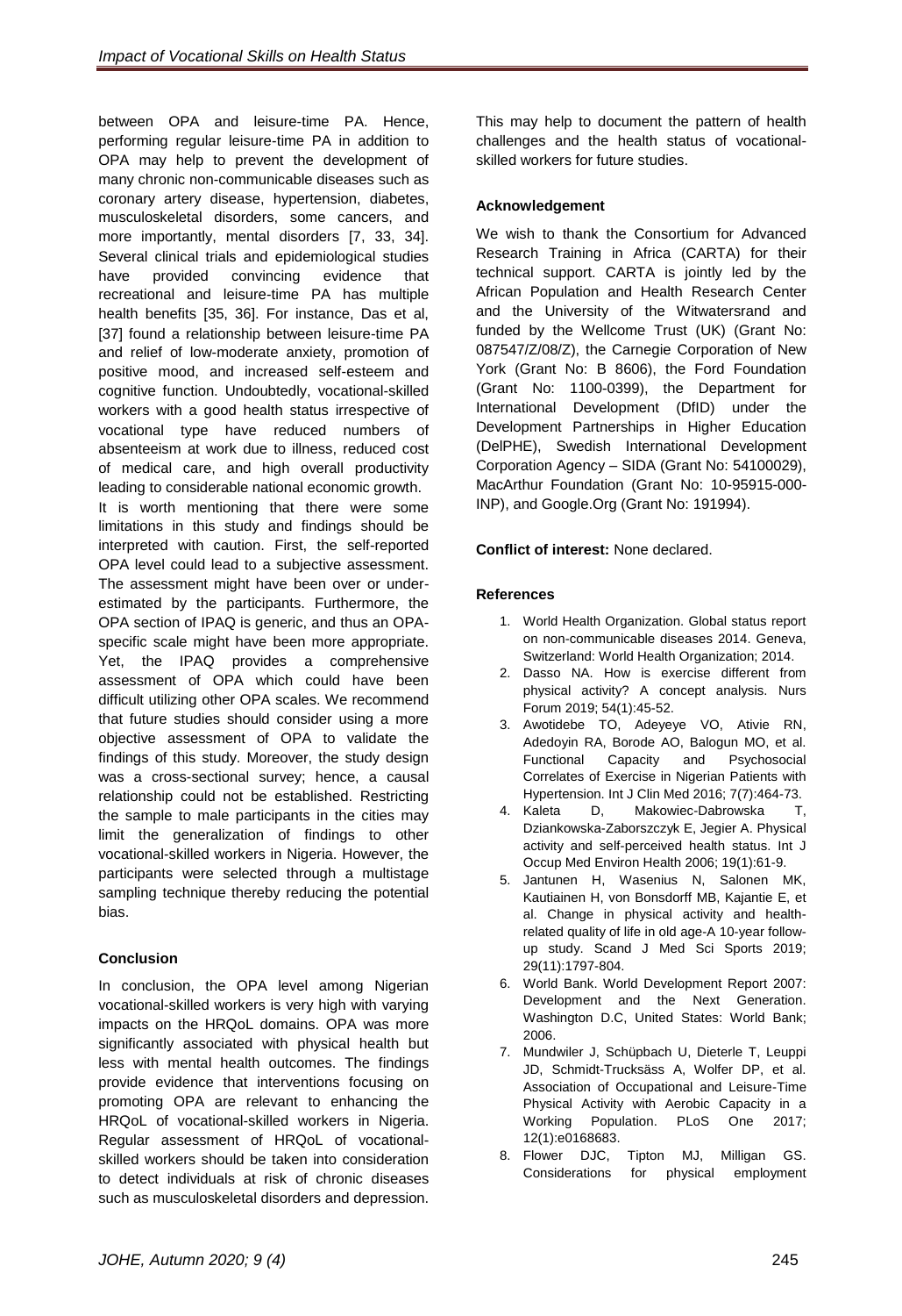between OPA and leisure-time PA. Hence, performing regular leisure-time PA in addition to OPA may help to prevent the development of many chronic non-communicable diseases such as coronary artery disease, hypertension, diabetes, musculoskeletal disorders, some cancers, and more importantly, mental disorders [7, 33, 34]. Several clinical trials and epidemiological studies have provided convincing evidence that recreational and leisure-time PA has multiple health benefits [35, 36]. For instance, Das et al, [37] found a relationship between leisure-time PA and relief of low-moderate anxiety, promotion of positive mood, and increased self-esteem and cognitive function. Undoubtedly, vocational-skilled workers with a good health status irrespective of vocational type have reduced numbers of absenteeism at work due to illness, reduced cost of medical care, and high overall productivity leading to considerable national economic growth.

It is worth mentioning that there were some limitations in this study and findings should be interpreted with caution. First, the self-reported OPA level could lead to a subjective assessment. The assessment might have been over or under-estimated by the participants. Furthermore, the OPA section of IPAQ is generic, and thus an OPA-specific scale might have been more appropriate. Yet, the IPAQ provides a comprehensive assessment of OPA which could have been difficult utilizing other OPA scales. We recommend that future studies should consider using a more objective assessment of OPA to validate the findings of this study. Moreover, the study design was a cross-sectional survey; hence, a causal relationship could not be established. Restricting the sample to male participants in the cities may limit the generalization of findings to other vocational-skilled workers in Nigeria. However, the participants were selected through a multistage sampling technique thereby reducing the potential bias.

### Conclusion

In conclusion, the OPA level among Nigerian vocational-skilled workers is very high with varying impacts on the HRQoL domains. OPA was more significantly associated with physical health but less with mental health outcomes. The findings provide evidence that interventions focusing on promoting OPA are relevant to enhancing the HRQoL of vocational-skilled workers in Nigeria. Regular assessment of HRQoL of vocational-skilled workers should be taken into consideration to detect individuals at risk of chronic diseases such as musculoskeletal disorders and depression. This may help to document the pattern of health challenges and the health status of vocational-skilled workers for future studies.

### Acknowledgement

We wish to thank the Consortium for Advanced Research Training in Africa (CARTA) for their technical support. CARTA is jointly led by the African Population and Health Research Center and the University of the Witwatersrand and funded by the Wellcome Trust (UK) (Grant No: 087547/Z/08/Z), the Carnegie Corporation of New York (Grant No: B 8606), the Ford Foundation (Grant No: 1100-0399), the Department for International Development (DfID) under the Development Partnerships in Higher Education (DelPHE), Swedish International Development Corporation Agency – SIDA (Grant No: 54100029), MacArthur Foundation (Grant No: 10-95915-000-INP), and Google.Org (Grant No: 191994).

**Conflict of interest:** None declared.

### References

1. World Health Organization. Global status report on non-communicable diseases 2014. Geneva, Switzerland: World Health Organization; 2014.
2. Dasso NA. How is exercise different from physical activity? A concept analysis. Nurs Forum 2019; 54(1):45-52.
3. Awotidebe TO, Adeyeye VO, Ativie RN, Adedoyin RA, Borode AO, Balogun MO, et al. Functional Capacity and Psychosocial Correlates of Exercise in Nigerian Patients with Hypertension. Int J Clin Med 2016; 7(7):464-73.
4. Kaleta D, Makowiec-Dabrowska T, Dziankowska-Zaborszczyk E, Jegier A. Physical activity and self-perceived health status. Int J Occup Med Environ Health 2006; 19(1):61-9.
5. Jantunen H, Wasenius N, Salonen MK, Kautiainen H, von Bonsdorff MB, Kajantie E, et al. Change in physical activity and health-related quality of life in old age-A 10-year follow-up study. Scand J Med Sci Sports 2019; 29(11):1797-804.
6. World Bank. World Development Report 2007: Development and the Next Generation. Washington D.C, United States: World Bank; 2006.
7. Mundwiler J, Schüpbach U, Dieterle T, Leuppi JD, Schmidt-Trucksäss A, Wolfer DP, et al. Association of Occupational and Leisure-Time Physical Activity with Aerobic Capacity in a Working Population. PLoS One 2017; 12(1):e0168683.
8. Flower DJC, Tipton MJ, Milligan GS. Considerations for physical employment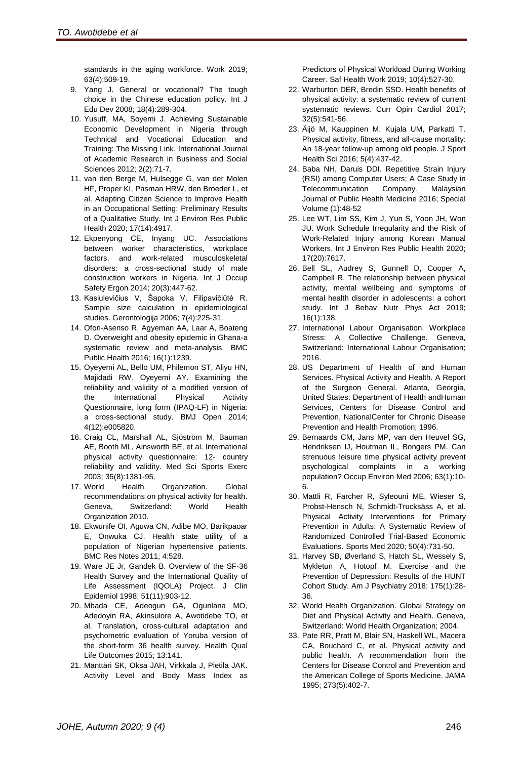standards in the aging workforce. Work 2019; 63(4):509-19.

9. Yang J. General or vocational? The tough choice in the Chinese education policy. Int J Edu Dev 2008; 18(4):289-304.
10. Yusuff, MA, Soyemi J. Achieving Sustainable Economic Development in Nigeria through Technical and Vocational Education and Training: The Missing Link. International Journal of Academic Research in Business and Social Sciences 2012; 2(2):71-7.
11. van den Berge M, Hulsegge G, van der Molen HF, Proper KI, Pasman HRW, den Broeder L, et al. Adapting Citizen Science to Improve Health in an Occupational Setting: Preliminary Results of a Qualitative Study. Int J Environ Res Public Health 2020; 17(14):4917.
12. Ekpenyong CE, Inyang UC. Associations between worker characteristics, workplace factors, and work-related musculoskeletal disorders: a cross-sectional study of male construction workers in Nigeria. Int J Occup Safety Ergon 2014; 20(3):447-62.
13. Kasiulevičius V, Šapoka V, Filipavičiūtė R. Sample size calculation in epidemiological studies. Gerontologija 2006; 7(4):225-31.
14. Ofori-Asenso R, Agyeman AA, Laar A, Boateng D. Overweight and obesity epidemic in Ghana-a systematic review and meta-analysis. BMC Public Health 2016; 16(1):1239.
15. Oyeyemi AL, Bello UM, Philemon ST, Aliyu HN, Majidadi RW, Oyeyemi AY. Examining the reliability and validity of a modified version of the International Physical Activity Questionnaire, long form (IPAQ-LF) in Nigeria: a cross-sectional study. BMJ Open 2014; 4(12):e005820.
16. Craig CL, Marshall AL, Sjöström M, Bauman AE, Booth ML, Ainsworth BE, et al. International physical activity questionnaire: 12- country reliability and validity. Med Sci Sports Exerc 2003; 35(8):1381-95.
17. World Health Organization. Global recommendations on physical activity for health. Geneva, Switzerland: World Health Organization 2010.
18. Ekwunife OI, Aguwa CN, Adibe MO, Barikpaoar E, Onwuka CJ. Health state utility of a population of Nigerian hypertensive patients. BMC Res Notes 2011; 4:528.
19. Ware JE Jr, Gandek B. Overview of the SF-36 Health Survey and the International Quality of Life Assessment (IQOLA) Project. J Clin Epidemiol 1998; 51(11):903-12.
20. Mbada CE, Adeogun GA, Ogunlana MO, Adedoyin RA, Akinsulore A, Awotidebe TO, et al. Translation, cross-cultural adaptation and psychometric evaluation of Yoruba version of the short-form 36 health survey. Health Qual Life Outcomes 2015; 13:141.
21. Mänttäri SK, Oksa JAH, Virkkala J, Pietilä JAK. Activity Level and Body Mass Index as Predictors of Physical Workload During Working Career. Saf Health Work 2019; 10(4):527-30.
22. Warburton DER, Bredin SSD. Health benefits of physical activity: a systematic review of current systematic reviews. Curr Opin Cardiol 2017; 32(5):541-56.
23. Äijö M, Kauppinen M, Kujala UM, Parkatti T. Physical activity, fitness, and all-cause mortality: An 18-year follow-up among old people. J Sport Health Sci 2016; 5(4):437-42.
24. Baba NH, Daruis DDI. Repetitive Strain Injury (RSI) among Computer Users: A Case Study in Telecommunication Company. Malaysian Journal of Public Health Medicine 2016; Special Volume (1):48-52
25. Lee WT, Lim SS, Kim J, Yun S, Yoon JH, Won JU. Work Schedule Irregularity and the Risk of Work-Related Injury among Korean Manual Workers. Int J Environ Res Public Health 2020; 17(20):7617.
26. Bell SL, Audrey S, Gunnell D, Cooper A, Campbell R. The relationship between physical activity, mental wellbeing and symptoms of mental health disorder in adolescents: a cohort study. Int J Behav Nutr Phys Act 2019; 16(1):138.
27. International Labour Organisation. Workplace Stress: A Collective Challenge. Geneva, Switzerland: International Labour Organisation; 2016.
28. US Department of Health of and Human Services. Physical Activity and Health. A Report of the Surgeon General. Atlanta, Georgia, United States: Department of Health andHuman Services, Centers for Disease Control and Prevention, NationalCenter for Chronic Disease Prevention and Health Promotion; 1996.
29. Bernaards CM, Jans MP, van den Heuvel SG, Hendriksen IJ, Houtman IL, Bongers PM. Can strenuous leisure time physical activity prevent psychological complaints in a working population? Occup Environ Med 2006; 63(1):10-6.
30. Mattli R, Farcher R, Syleouni ME, Wieser S, Probst-Hensch N, Schmidt-Trucksäss A, et al. Physical Activity Interventions for Primary Prevention in Adults: A Systematic Review of Randomized Controlled Trial-Based Economic Evaluations. Sports Med 2020; 50(4):731-50.
31. Harvey SB, Øverland S, Hatch SL, Wessely S, Mykletun A, Hotopf M. Exercise and the Prevention of Depression: Results of the HUNT Cohort Study. Am J Psychiatry 2018; 175(1):28-36.
32. World Health Organization. Global Strategy on Diet and Physical Activity and Health. Geneva, Switzerland: World Health Organization; 2004.
33. Pate RR, Pratt M, Blair SN, Haskell WL, Macera CA, Bouchard C, et al. Physical activity and public health. A recommendation from the Centers for Disease Control and Prevention and the American College of Sports Medicine. JAMA 1995; 273(5):402-7.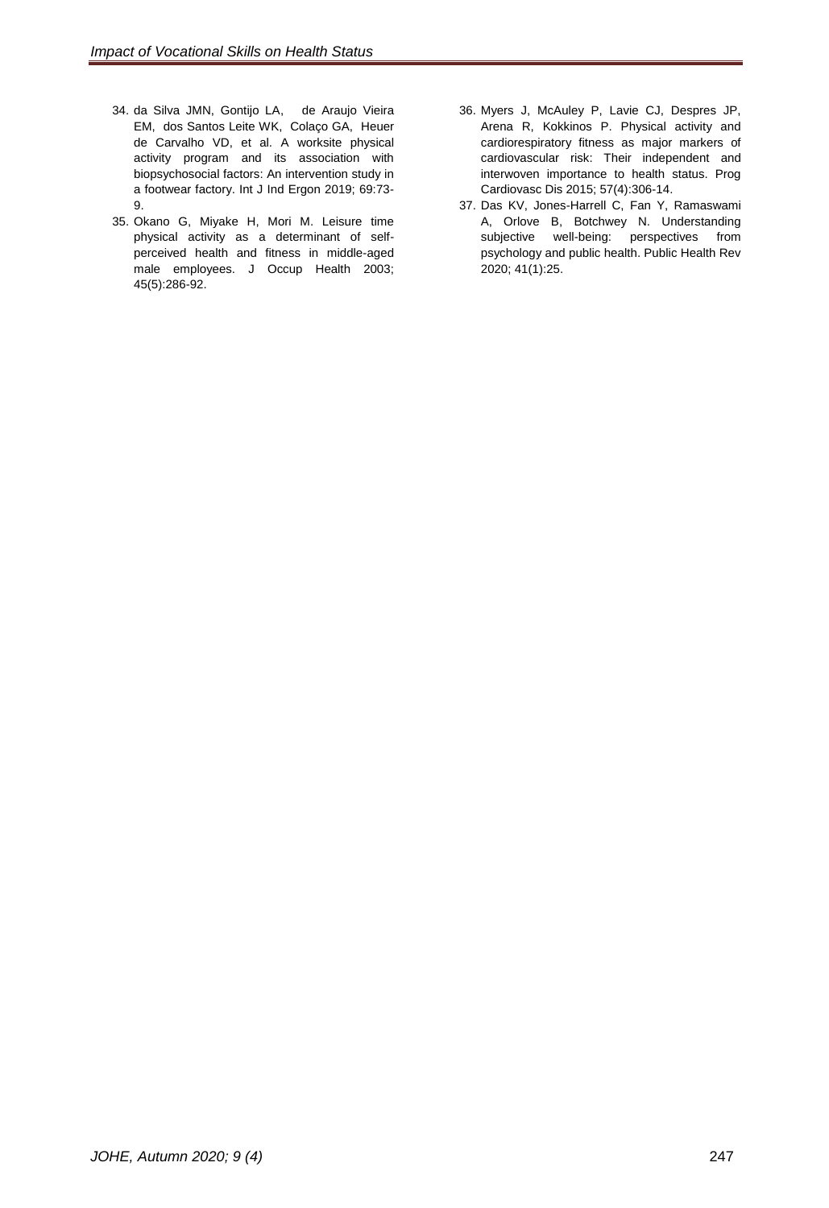34. da Silva JMN, Gontijo LA, de Araujo Vieira EM, dos Santos Leite WK, Colaço GA, Heuer de Carvalho VD, et al. A worksite physical activity program and its association with biopsychosocial factors: An intervention study in a footwear factory. Int J Ind Ergon 2019; 69:73-9.
35. Okano G, Miyake H, Mori M. Leisure time physical activity as a determinant of self-perceived health and fitness in middle-aged male employees. J Occup Health 2003; 45(5):286-92.
36. Myers J, McAuley P, Lavie CJ, Despres JP, Arena R, Kokkinos P. Physical activity and cardiorespiratory fitness as major markers of cardiovascular risk: Their independent and interwoven importance to health status. Prog Cardiovasc Dis 2015; 57(4):306-14.
37. Das KV, Jones-Harrell C, Fan Y, Ramaswami A, Orlove B, Botchwey N. Understanding subjective well-being: perspectives from psychology and public health. Public Health Rev 2020; 41(1):25.